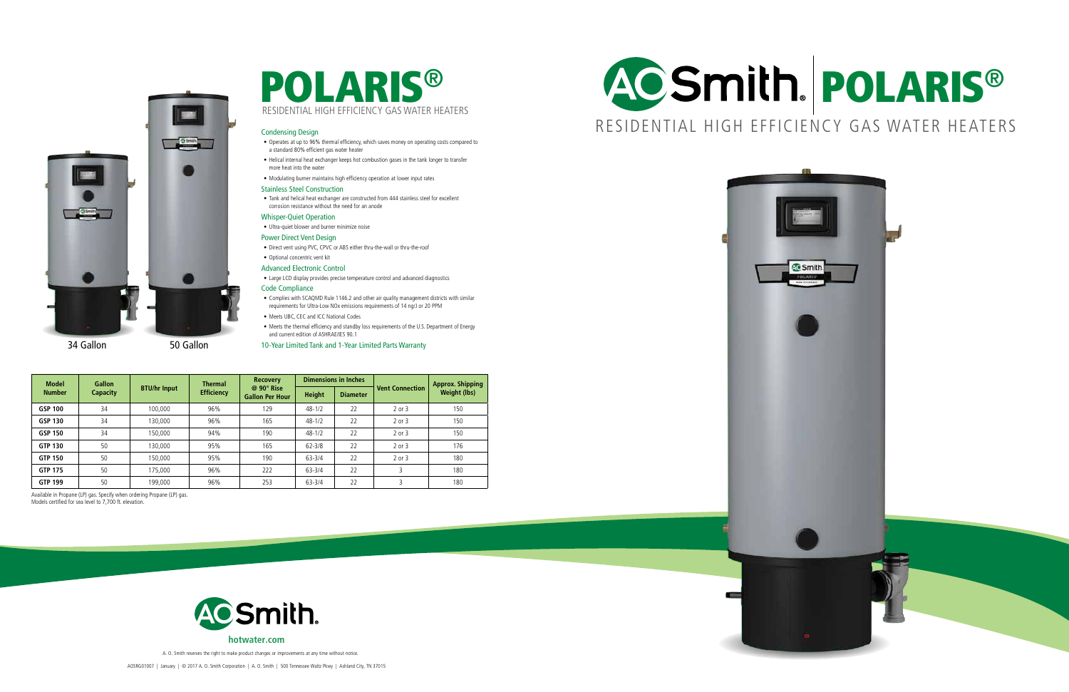# AO Smith POLARIS®

## RESIDENTIAL HIGH EFFICIENCY GAS WATER HEATERS

34 Gallon

50 Gallon

# POLARIS®

RESIDENTIAL HIGH EFFICIENCY GAS WATER HEATERS

### Condensing Design

- Operates at up to 96% thermal efficiency, which saves money on operating costs compared to a standard 80% efficient gas water heater
- Helical internal heat exchanger keeps hot combustion gases in the tank longer to transfer more heat into the water
- Modulating burner maintains high efficiency operation at lower input rates

### Stainless Steel Construction

- Tank and helical heat exchanger are constructed from 444 stainless steel for excellent corrosion resistance without the need for an anode

### Whisper-Quiet Operation

- Ultra-quiet blower and burner minimize noise

### Power Direct Vent Design

- Direct vent using PVC, CPVC or ABS either thru-the-wall or thru-the-roof
- Optional concentric vent kit

### Advanced Electronic Control

- Large LCD display provides precise temperature control and advanced diagnostics

### Code Compliance

- Complies with SCAQMD Rule 1146.2 and other air quality management districts with similar requirements for Ultra-Low NOx emissions requirements of 14 ng/J or 20 PPM
- Meets UBC, CEC and ICC National Codes
- Meets the thermal efficiency and standby loss requirements of the U.S. Department of Energy and current edition of ASHRAE/IES 90.1

### 10-Year Limited Tank and 1-Year Limited Parts Warranty

| Model Number | Gallon Capacity | BTU/hr Input | Thermal Efficiency | Recovery @ 90° Rise Gallon Per Hour | Dimensions in Inches | | Vent Connection | Approx. Shipping Weight (lbs) |
|---|---|---|---|---|---|---|---|---|
| | | | | | Height | Diameter | | |
| **GSP 100** | 34 | 100,000 | 96% | 129 | 48-1/2 | 22 | 2 or 3 | 150 |
| **GSP 130** | 34 | 130,000 | 96% | 165 | 48-1/2 | 22 | 2 or 3 | 150 |
| **GSP 150** | 34 | 150,000 | 94% | 190 | 48-1/2 | 22 | 2 or 3 | 150 |
| **GTP 130** | 50 | 130,000 | 95% | 165 | 62-3/8 | 22 | 2 or 3 | 176 |
| **GTP 150** | 50 | 150,000 | 95% | 190 | 63-3/4 | 22 | 2 or 3 | 180 |
| **GTP 175** | 50 | 175,000 | 96% | 222 | 63-3/4 | 22 | 3 | 180 |
| **GTP 199** | 50 | 199,000 | 96% | 253 | 63-3/4 | 22 | 3 | 180 |

Available in Propane (LP) gas. Specify when ordering Propane (LP) gas.
Models certified for sea level to 7,700 ft. elevation.

AO Smith.

**hotwater.com**

A. O. Smith reserves the right to make product changes or improvements at any time without notice.

AOSRG01007 | January | © 2017 A. O. Smith Corporation | A. O. Smith | 500 Tennessee Waltz Pkwy | Ashland City, TN 37015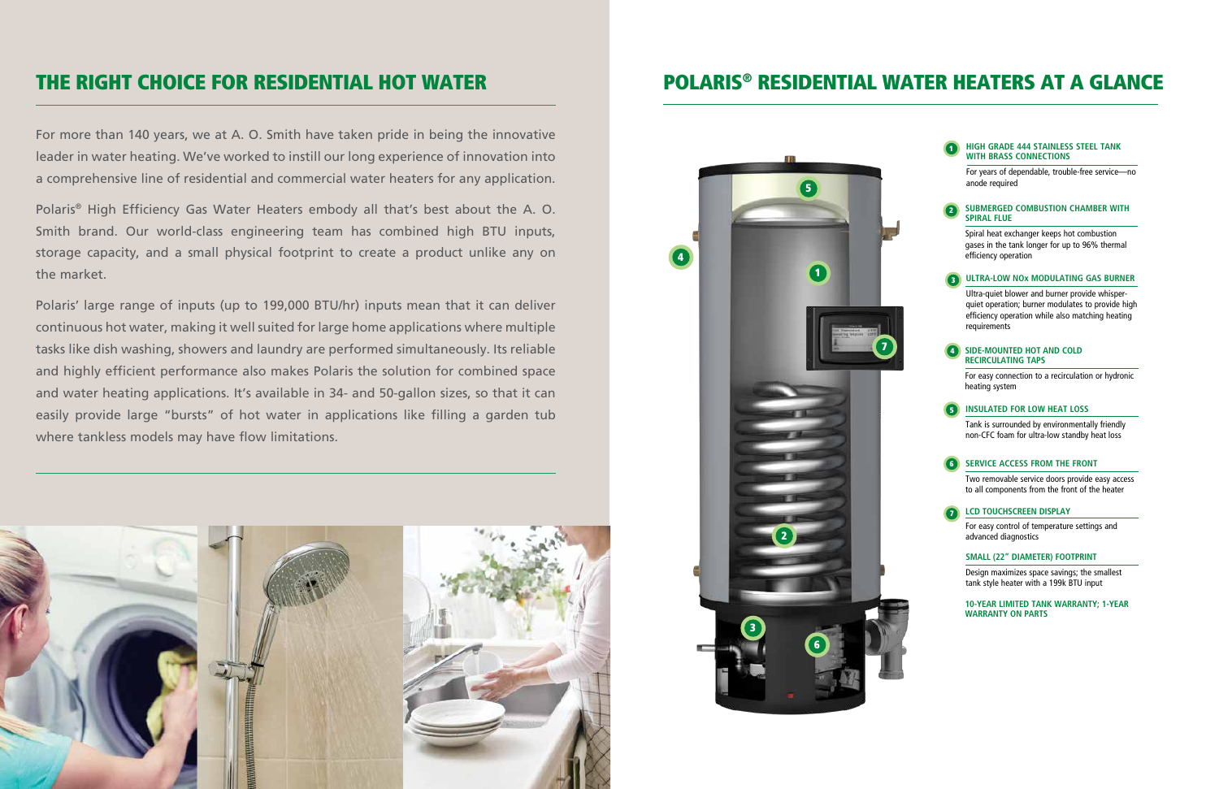## THE RIGHT CHOICE FOR RESIDENTIAL HOT WATER

For more than 140 years, we at A. O. Smith have taken pride in being the innovative leader in water heating. We've worked to instill our long experience of innovation into a comprehensive line of residential and commercial water heaters for any application.

Polaris® High Efficiency Gas Water Heaters embody all that's best about the A. O. Smith brand. Our world-class engineering team has combined high BTU inputs, storage capacity, and a small physical footprint to create a product unlike any on the market.

Polaris' large range of inputs (up to 199,000 BTU/hr) inputs mean that it can deliver continuous hot water, making it well suited for large home applications where multiple tasks like dish washing, showers and laundry are performed simultaneously. Its reliable and highly efficient performance also makes Polaris the solution for combined space and water heating applications. It's available in 34- and 50-gallon sizes, so that it can easily provide large "bursts" of hot water in applications like filling a garden tub where tankless models may have flow limitations.

## POLARIS® RESIDENTIAL WATER HEATERS AT A GLANCE

1. **HIGH GRADE 444 STAINLESS STEEL TANK WITH BRASS CONNECTIONS**

   For years of dependable, trouble-free service—no anode required

2. **SUBMERGED COMBUSTION CHAMBER WITH SPIRAL FLUE**

   Spiral heat exchanger keeps hot combustion gases in the tank longer for up to 96% thermal efficiency operation

3. **ULTRA-LOW NOx MODULATING GAS BURNER**

   Ultra-quiet blower and burner provide whisper-quiet operation; burner modulates to provide high efficiency operation while also matching heating requirements

4. **SIDE-MOUNTED HOT AND COLD RECIRCULATING TAPS**

   For easy connection to a recirculation or hydronic heating system

5. **INSULATED FOR LOW HEAT LOSS**

   Tank is surrounded by environmentally friendly non-CFC foam for ultra-low standby heat loss

6. **SERVICE ACCESS FROM THE FRONT**

   Two removable service doors provide easy access to all components from the front of the heater

7. **LCD TOUCHSCREEN DISPLAY**

   For easy control of temperature settings and advanced diagnostics

**SMALL (22" DIAMETER) FOOTPRINT**

Design maximizes space savings; the smallest tank style heater with a 199k BTU input

**10-YEAR LIMITED TANK WARRANTY; 1-YEAR WARRANTY ON PARTS**